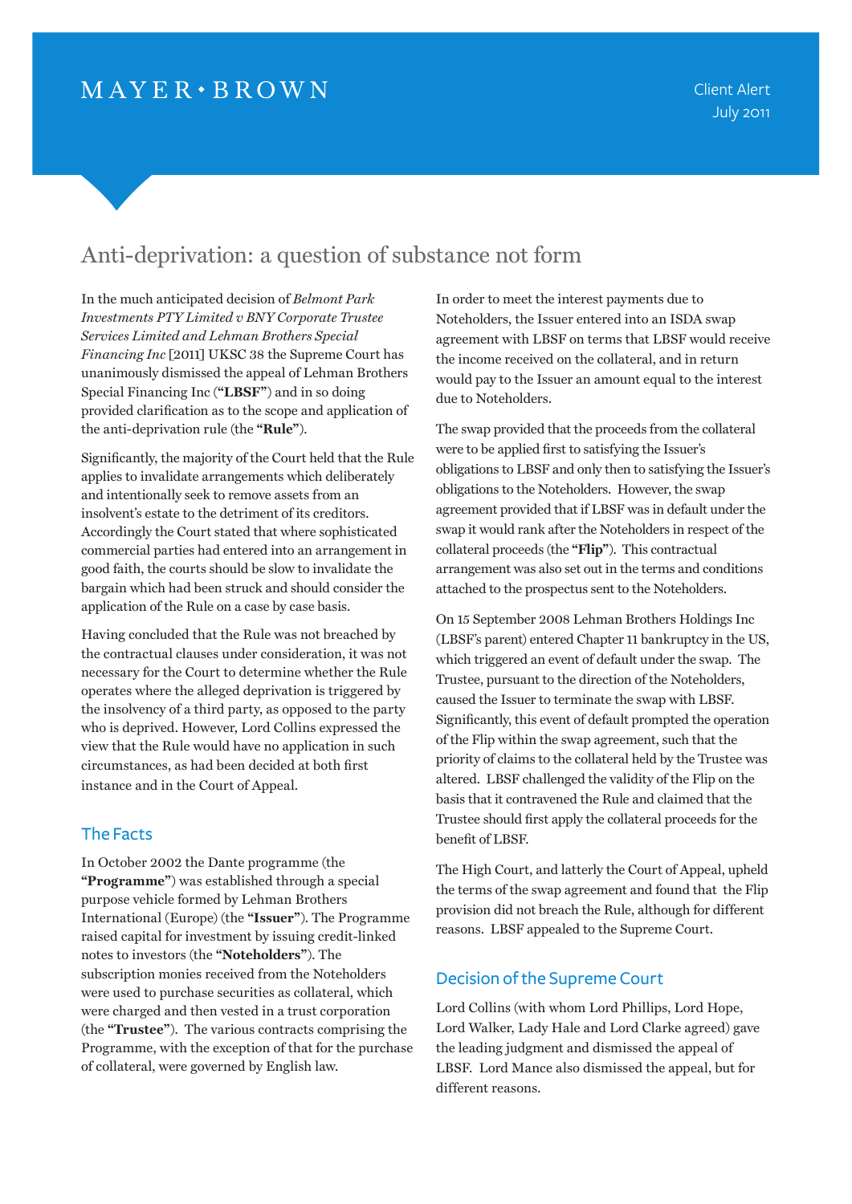MAYER • BROWN

Client Alert
July 2011

# Anti-deprivation: a question of substance not form

In the much anticipated decision of *Belmont Park Investments PTY Limited v BNY Corporate Trustee Services Limited and Lehman Brothers Special Financing Inc* [2011] UKSC 38 the Supreme Court has unanimously dismissed the appeal of Lehman Brothers Special Financing Inc (**"LBSF"**) and in so doing provided clarification as to the scope and application of the anti-deprivation rule (the **"Rule"**).

Significantly, the majority of the Court held that the Rule applies to invalidate arrangements which deliberately and intentionally seek to remove assets from an insolvent's estate to the detriment of its creditors. Accordingly the Court stated that where sophisticated commercial parties had entered into an arrangement in good faith, the courts should be slow to invalidate the bargain which had been struck and should consider the application of the Rule on a case by case basis.

Having concluded that the Rule was not breached by the contractual clauses under consideration, it was not necessary for the Court to determine whether the Rule operates where the alleged deprivation is triggered by the insolvency of a third party, as opposed to the party who is deprived. However, Lord Collins expressed the view that the Rule would have no application in such circumstances, as had been decided at both first instance and in the Court of Appeal.

## The Facts

In October 2002 the Dante programme (the **"Programme"**) was established through a special purpose vehicle formed by Lehman Brothers International (Europe) (the **"Issuer"**). The Programme raised capital for investment by issuing credit-linked notes to investors (the **"Noteholders"**). The subscription monies received from the Noteholders were used to purchase securities as collateral, which were charged and then vested in a trust corporation (the **"Trustee"**). The various contracts comprising the Programme, with the exception of that for the purchase of collateral, were governed by English law.

In order to meet the interest payments due to Noteholders, the Issuer entered into an ISDA swap agreement with LBSF on terms that LBSF would receive the income received on the collateral, and in return would pay to the Issuer an amount equal to the interest due to Noteholders.

The swap provided that the proceeds from the collateral were to be applied first to satisfying the Issuer's obligations to LBSF and only then to satisfying the Issuer's obligations to the Noteholders. However, the swap agreement provided that if LBSF was in default under the swap it would rank after the Noteholders in respect of the collateral proceeds (the **"Flip"**). This contractual arrangement was also set out in the terms and conditions attached to the prospectus sent to the Noteholders.

On 15 September 2008 Lehman Brothers Holdings Inc (LBSF's parent) entered Chapter 11 bankruptcy in the US, which triggered an event of default under the swap. The Trustee, pursuant to the direction of the Noteholders, caused the Issuer to terminate the swap with LBSF. Significantly, this event of default prompted the operation of the Flip within the swap agreement, such that the priority of claims to the collateral held by the Trustee was altered. LBSF challenged the validity of the Flip on the basis that it contravened the Rule and claimed that the Trustee should first apply the collateral proceeds for the benefit of LBSF.

The High Court, and latterly the Court of Appeal, upheld the terms of the swap agreement and found that the Flip provision did not breach the Rule, although for different reasons. LBSF appealed to the Supreme Court.

## Decision of the Supreme Court

Lord Collins (with whom Lord Phillips, Lord Hope, Lord Walker, Lady Hale and Lord Clarke agreed) gave the leading judgment and dismissed the appeal of LBSF. Lord Mance also dismissed the appeal, but for different reasons.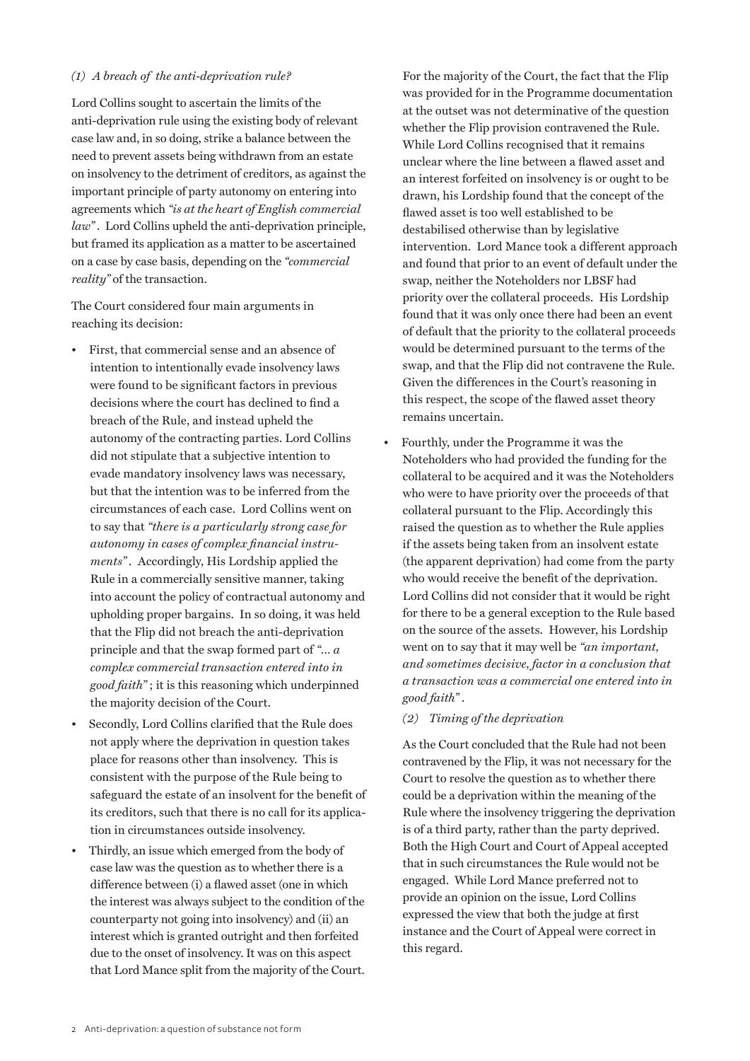### *(1) A breach of the anti-deprivation rule?*

Lord Collins sought to ascertain the limits of the anti-deprivation rule using the existing body of relevant case law and, in so doing, strike a balance between the need to prevent assets being withdrawn from an estate on insolvency to the detriment of creditors, as against the important principle of party autonomy on entering into agreements which *"is at the heart of English commercial law"*. Lord Collins upheld the anti-deprivation principle, but framed its application as a matter to be ascertained on a case by case basis, depending on the *"commercial reality"* of the transaction.

The Court considered four main arguments in reaching its decision:

- First, that commercial sense and an absence of intention to intentionally evade insolvency laws were found to be significant factors in previous decisions where the court has declined to find a breach of the Rule, and instead upheld the autonomy of the contracting parties. Lord Collins did not stipulate that a subjective intention to evade mandatory insolvency laws was necessary, but that the intention was to be inferred from the circumstances of each case. Lord Collins went on to say that *"there is a particularly strong case for autonomy in cases of complex financial instruments"*. Accordingly, His Lordship applied the Rule in a commercially sensitive manner, taking into account the policy of contractual autonomy and upholding proper bargains. In so doing, it was held that the Flip did not breach the anti-deprivation principle and that the swap formed part of *"... a complex commercial transaction entered into in good faith"*; it is this reasoning which underpinned the majority decision of the Court.
- Secondly, Lord Collins clarified that the Rule does not apply where the deprivation in question takes place for reasons other than insolvency. This is consistent with the purpose of the Rule being to safeguard the estate of an insolvent for the benefit of its creditors, such that there is no call for its application in circumstances outside insolvency.
- Thirdly, an issue which emerged from the body of case law was the question as to whether there is a difference between (i) a flawed asset (one in which the interest was always subject to the condition of the counterparty not going into insolvency) and (ii) an interest which is granted outright and then forfeited due to the onset of insolvency. It was on this aspect that Lord Mance split from the majority of the Court. For the majority of the Court, the fact that the Flip was provided for in the Programme documentation at the outset was not determinative of the question whether the Flip provision contravened the Rule. While Lord Collins recognised that it remains unclear where the line between a flawed asset and an interest forfeited on insolvency is or ought to be drawn, his Lordship found that the concept of the flawed asset is too well established to be destabilised otherwise than by legislative intervention. Lord Mance took a different approach and found that prior to an event of default under the swap, neither the Noteholders nor LBSF had priority over the collateral proceeds. His Lordship found that it was only once there had been an event of default that the priority to the collateral proceeds would be determined pursuant to the terms of the swap, and that the Flip did not contravene the Rule. Given the differences in the Court's reasoning in this respect, the scope of the flawed asset theory remains uncertain.
- Fourthly, under the Programme it was the Noteholders who had provided the funding for the collateral to be acquired and it was the Noteholders who were to have priority over the proceeds of that collateral pursuant to the Flip. Accordingly this raised the question as to whether the Rule applies if the assets being taken from an insolvent estate (the apparent deprivation) had come from the party who would receive the benefit of the deprivation. Lord Collins did not consider that it would be right for there to be a general exception to the Rule based on the source of the assets. However, his Lordship went on to say that it may well be *"an important, and sometimes decisive, factor in a conclusion that a transaction was a commercial one entered into in good faith"*.

### *(2) Timing of the deprivation*

As the Court concluded that the Rule had not been contravened by the Flip, it was not necessary for the Court to resolve the question as to whether there could be a deprivation within the meaning of the Rule where the insolvency triggering the deprivation is of a third party, rather than the party deprived. Both the High Court and Court of Appeal accepted that in such circumstances the Rule would not be engaged. While Lord Mance preferred not to provide an opinion on the issue, Lord Collins expressed the view that both the judge at first instance and the Court of Appeal were correct in this regard.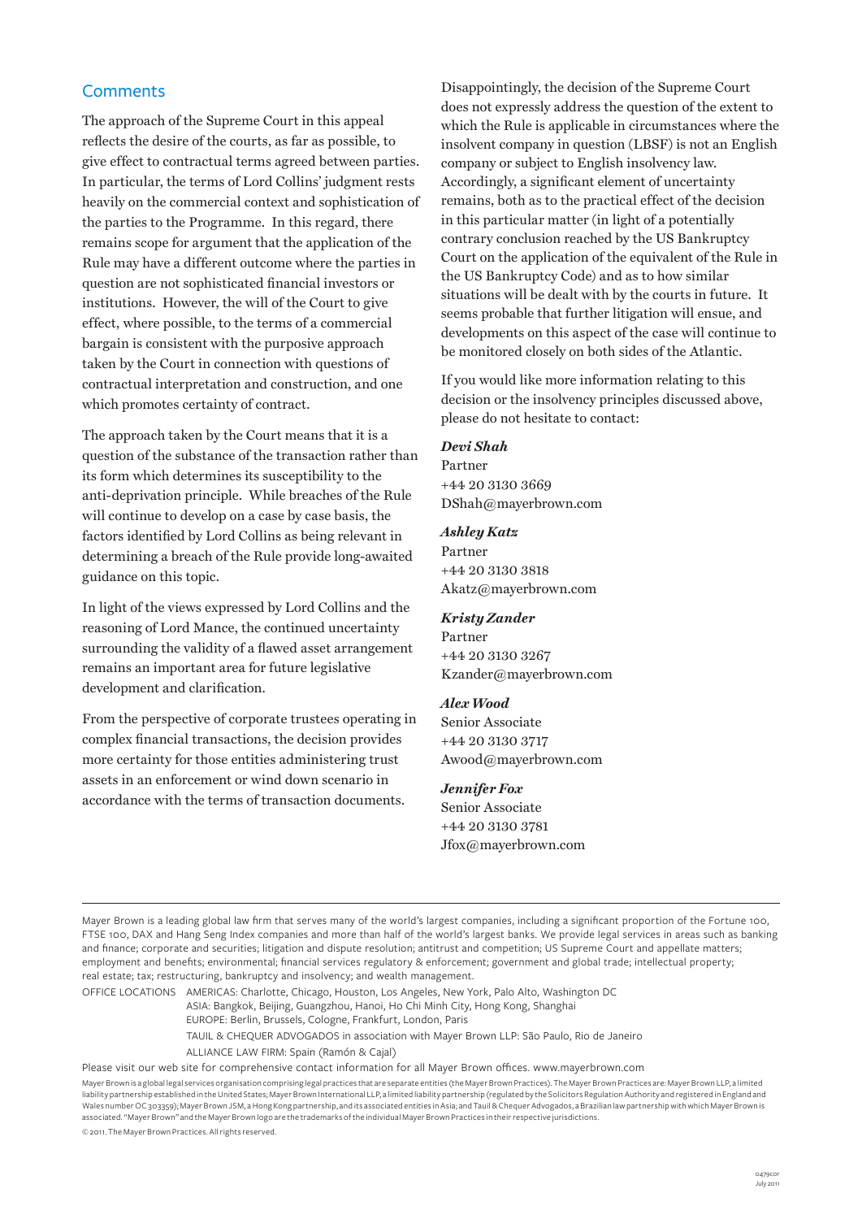## Comments

The approach of the Supreme Court in this appeal reflects the desire of the courts, as far as possible, to give effect to contractual terms agreed between parties. In particular, the terms of Lord Collins' judgment rests heavily on the commercial context and sophistication of the parties to the Programme. In this regard, there remains scope for argument that the application of the Rule may have a different outcome where the parties in question are not sophisticated financial investors or institutions. However, the will of the Court to give effect, where possible, to the terms of a commercial bargain is consistent with the purposive approach taken by the Court in connection with questions of contractual interpretation and construction, and one which promotes certainty of contract.

The approach taken by the Court means that it is a question of the substance of the transaction rather than its form which determines its susceptibility to the anti-deprivation principle. While breaches of the Rule will continue to develop on a case by case basis, the factors identified by Lord Collins as being relevant in determining a breach of the Rule provide long-awaited guidance on this topic.

In light of the views expressed by Lord Collins and the reasoning of Lord Mance, the continued uncertainty surrounding the validity of a flawed asset arrangement remains an important area for future legislative development and clarification.

From the perspective of corporate trustees operating in complex financial transactions, the decision provides more certainty for those entities administering trust assets in an enforcement or wind down scenario in accordance with the terms of transaction documents.

Disappointingly, the decision of the Supreme Court does not expressly address the question of the extent to which the Rule is applicable in circumstances where the insolvent company in question (LBSF) is not an English company or subject to English insolvency law. Accordingly, a significant element of uncertainty remains, both as to the practical effect of the decision in this particular matter (in light of a potentially contrary conclusion reached by the US Bankruptcy Court on the application of the equivalent of the Rule in the US Bankruptcy Code) and as to how similar situations will be dealt with by the courts in future. It seems probable that further litigation will ensue, and developments on this aspect of the case will continue to be monitored closely on both sides of the Atlantic.

If you would like more information relating to this decision or the insolvency principles discussed above, please do not hesitate to contact:

***Devi Shah***
Partner
+44 20 3130 3669
DShah@mayerbrown.com

***Ashley Katz***
Partner
+44 20 3130 3818
Akatz@mayerbrown.com

***Kristy Zander***
Partner
+44 20 3130 3267
Kzander@mayerbrown.com

***Alex Wood***
Senior Associate
+44 20 3130 3717
Awood@mayerbrown.com

***Jennifer Fox***
Senior Associate
+44 20 3130 3781
Jfox@mayerbrown.com

---

Mayer Brown is a leading global law firm that serves many of the world's largest companies, including a significant proportion of the Fortune 100, FTSE 100, DAX and Hang Seng Index companies and more than half of the world's largest banks. We provide legal services in areas such as banking and finance; corporate and securities; litigation and dispute resolution; antitrust and competition; US Supreme Court and appellate matters; employment and benefits; environmental; financial services regulatory & enforcement; government and global trade; intellectual property; real estate; tax; restructuring, bankruptcy and insolvency; and wealth management.

OFFICE LOCATIONS AMERICAS: Charlotte, Chicago, Houston, Los Angeles, New York, Palo Alto, Washington DC
ASIA: Bangkok, Beijing, Guangzhou, Hanoi, Ho Chi Minh City, Hong Kong, Shanghai
EUROPE: Berlin, Brussels, Cologne, Frankfurt, London, Paris
TAUIL & CHEQUER ADVOGADOS in association with Mayer Brown LLP: São Paulo, Rio de Janeiro
ALLIANCE LAW FIRM: Spain (Ramón & Cajal)

Please visit our web site for comprehensive contact information for all Mayer Brown offices. www.mayerbrown.com

Mayer Brown is a global legal services organisation comprising legal practices that are separate entities (the Mayer Brown Practices). The Mayer Brown Practices are: Mayer Brown LLP, a limited liability partnership established in the United States; Mayer Brown International LLP, a limited liability partnership (regulated by the Solicitors Regulation Authority and registered in England and Wales number OC 303359); Mayer Brown JSM, a Hong Kong partnership, and its associated entities in Asia; and Tauil & Chequer Advogados, a Brazilian law partnership with which Mayer Brown is associated. "Mayer Brown" and the Mayer Brown logo are the trademarks of the individual Mayer Brown Practices in their respective jurisdictions.

© 2011. The Mayer Brown Practices. All rights reserved.

0479cor
July 2011